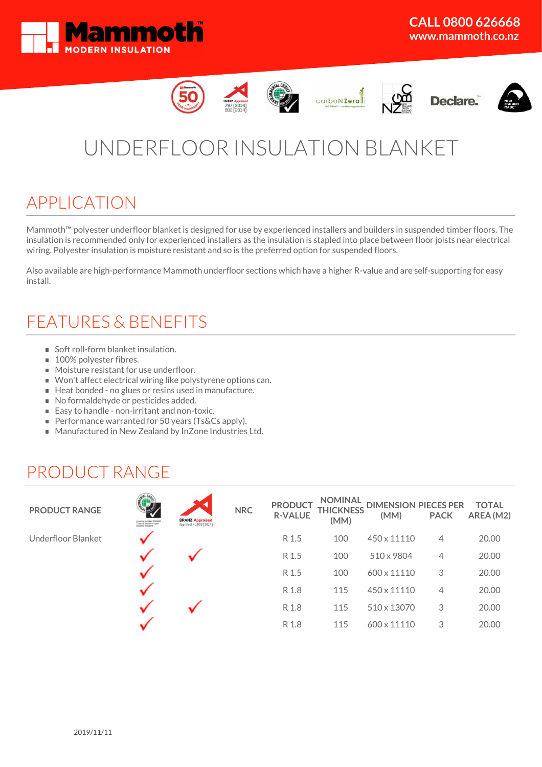# Mammoth MODERN INSULATION

**CALL 0800 626668**
**www.mammoth.co.nz**

# UNDERFLOOR INSULATION BLANKET

## APPLICATION

Mammoth™ polyester underfloor blanket is designed for use by experienced installers and builders in suspended timber floors. The insulation is recommended only for experienced installers as the insulation is stapled into place between floor joists near electrical wiring. Polyester insulation is moisture resistant and so is the preferred option for suspended floors.

Also available are high-performance Mammoth underfloor sections which have a higher R-value and are self-supporting for easy install.

## FEATURES & BENEFITS

- Soft roll-form blanket insulation.
- 100% polyester fibres.
- Moisture resistant for use underfloor.
- Won't affect electrical wiring like polystyrene options can.
- Heat bonded - no glues or resins used in manufacture.
- No formaldehyde or pesticides added.
- Easy to handle - non-irritant and non-toxic.
- Performance warranted for 50 years (Ts&Cs apply).
- Manufactured in New Zealand by InZone Industries Ltd.

## PRODUCT RANGE

| PRODUCT RANGE | Environmental Choice | BRANZ Appraised (Appraisal No.802 [2014]) | NRC | PRODUCT R-VALUE | NOMINAL THICKNESS (MM) | DIMENSION (MM) | PIECES PER PACK | TOTAL AREA (M2) |
|---|---|---|---|---|---|---|---|---|
| Underfloor Blanket | ✓ | | | R 1.5 | 100 | 450 x 11110 | 4 | 20.00 |
| | ✓ | ✓ | | R 1.5 | 100 | 510 x 9804 | 4 | 20.00 |
| | ✓ | | | R 1.5 | 100 | 600 x 11110 | 3 | 20.00 |
| | ✓ | | | R 1.8 | 115 | 450 x 11110 | 4 | 20.00 |
| | ✓ | ✓ | | R 1.8 | 115 | 510 x 13070 | 3 | 20.00 |
| | ✓ | | | R 1.8 | 115 | 600 x 11110 | 3 | 20.00 |

2019/11/11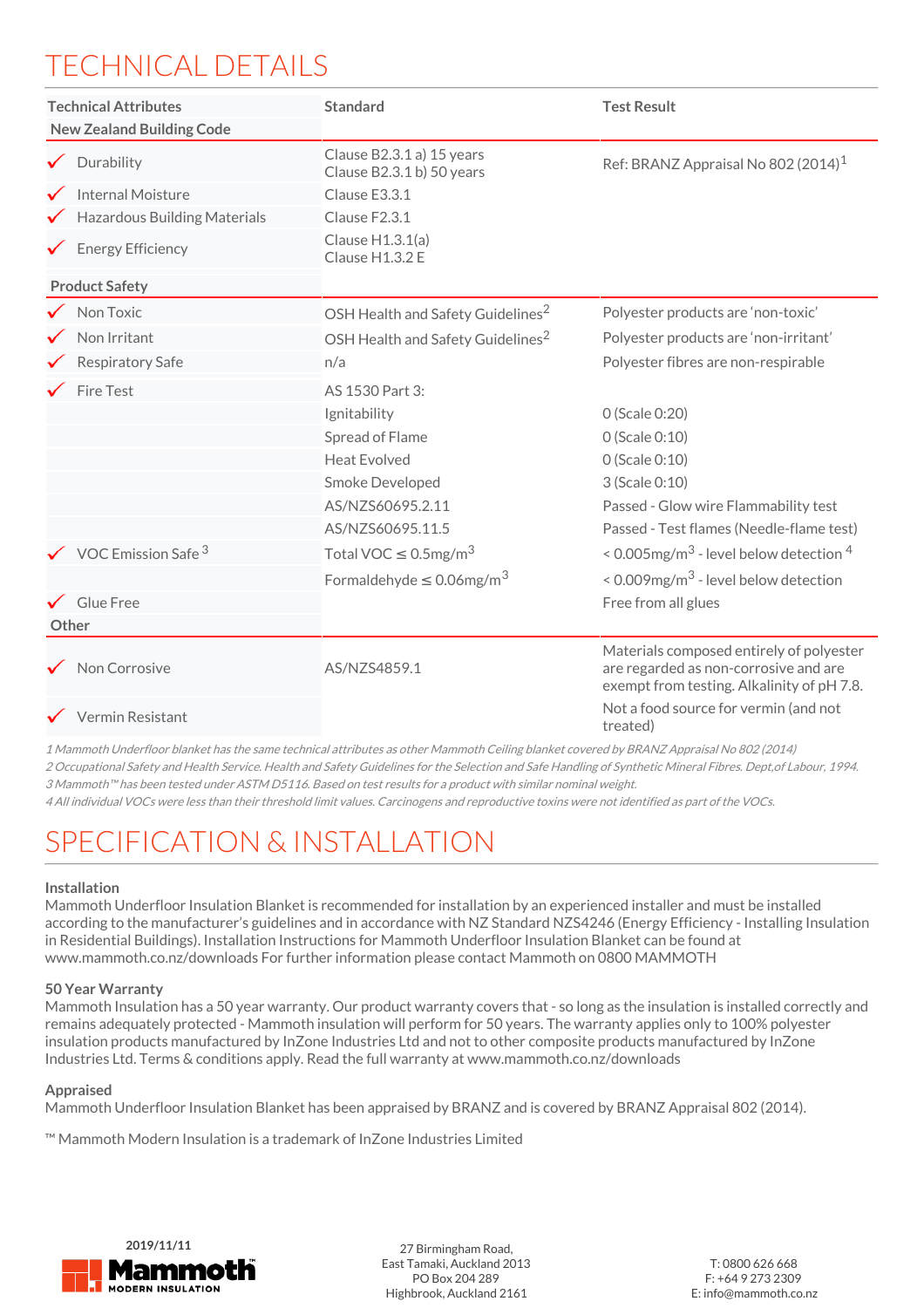# TECHNICAL DETAILS

| Technical Attributes | Standard | Test Result |
|---|---|---|
| **New Zealand Building Code** | | |
| ✓ Durability | Clause B2.3.1 a) 15 years<br>Clause B2.3.1 b) 50 years | Ref: BRANZ Appraisal No 802 (2014)[1] |
| ✓ Internal Moisture | Clause E3.3.1 | |
| ✓ Hazardous Building Materials | Clause F2.3.1 | |
| ✓ Energy Efficiency | Clause H1.3.1(a)<br>Clause H1.3.2 E | |
| **Product Safety** | | |
| ✓ Non Toxic | OSH Health and Safety Guidelines[2] | Polyester products are 'non-toxic' |
| ✓ Non Irritant | OSH Health and Safety Guidelines[2] | Polyester products are 'non-irritant' |
| ✓ Respiratory Safe | n/a | Polyester fibres are non-respirable |
| ✓ Fire Test | AS 1530 Part 3: | |
| | Ignitability | 0 (Scale 0:20) |
| | Spread of Flame | 0 (Scale 0:10) |
| | Heat Evolved | 0 (Scale 0:10) |
| | Smoke Developed | 3 (Scale 0:10) |
| | AS/NZS60695.2.11 | Passed - Glow wire Flammability test |
| | AS/NZS60695.11.5 | Passed - Test flames (Needle-flame test) |
| ✓ VOC Emission Safe [3] | Total VOC ≤ 0.5mg/$m^3$ | < 0.005mg/$m^3$ - level below detection [4] |
| | Formaldehyde ≤ 0.06mg/$m^3$ | < 0.009mg/$m^3$ - level below detection |
| ✓ Glue Free | | Free from all glues |
| **Other** | | |
| ✓ Non Corrosive | AS/NZS4859.1 | Materials composed entirely of polyester are regarded as non-corrosive and are exempt from testing. Alkalinity of pH 7.8. |
| ✓ Vermin Resistant | | Not a food source for vermin (and not treated) |

*1 Mammoth Underfloor blanket has the same technical attributes as other Mammoth Ceiling blanket covered by BRANZ Appraisal No 802 (2014)*
*2 Occupational Safety and Health Service. Health and Safety Guidelines for the Selection and Safe Handling of Synthetic Mineral Fibres. Dept.of Labour, 1994.*
*3 Mammoth™ has been tested under ASTM D5116. Based on test results for a product with similar nominal weight.*
*4 All individual VOCs were less than their threshold limit values. Carcinogens and reproductive toxins were not identified as part of the VOCs.*

# SPECIFICATION & INSTALLATION

**Installation**
Mammoth Underfloor Insulation Blanket is recommended for installation by an experienced installer and must be installed according to the manufacturer's guidelines and in accordance with NZ Standard NZS4246 (Energy Efficiency - Installing Insulation in Residential Buildings). Installation Instructions for Mammoth Underfloor Insulation Blanket can be found at www.mammoth.co.nz/downloads For further information please contact Mammoth on 0800 MAMMOTH

**50 Year Warranty**
Mammoth Insulation has a 50 year warranty. Our product warranty covers that - so long as the insulation is installed correctly and remains adequately protected - Mammoth insulation will perform for 50 years. The warranty applies only to 100% polyester insulation products manufactured by InZone Industries Ltd and not to other composite products manufactured by InZone Industries Ltd. Terms & conditions apply. Read the full warranty at www.mammoth.co.nz/downloads

**Appraised**
Mammoth Underfloor Insulation Blanket has been appraised by BRANZ and is covered by BRANZ Appraisal 802 (2014).

™ Mammoth Modern Insulation is a trademark of InZone Industries Limited

2019/11/11

Mammoth™ MODERN INSULATION

27 Birmingham Road,
East Tamaki, Auckland 2013
PO Box 204 289
Highbrook, Auckland 2161

T: 0800 626 668
F: +64 9 273 2309
E: info@mammoth.co.nz